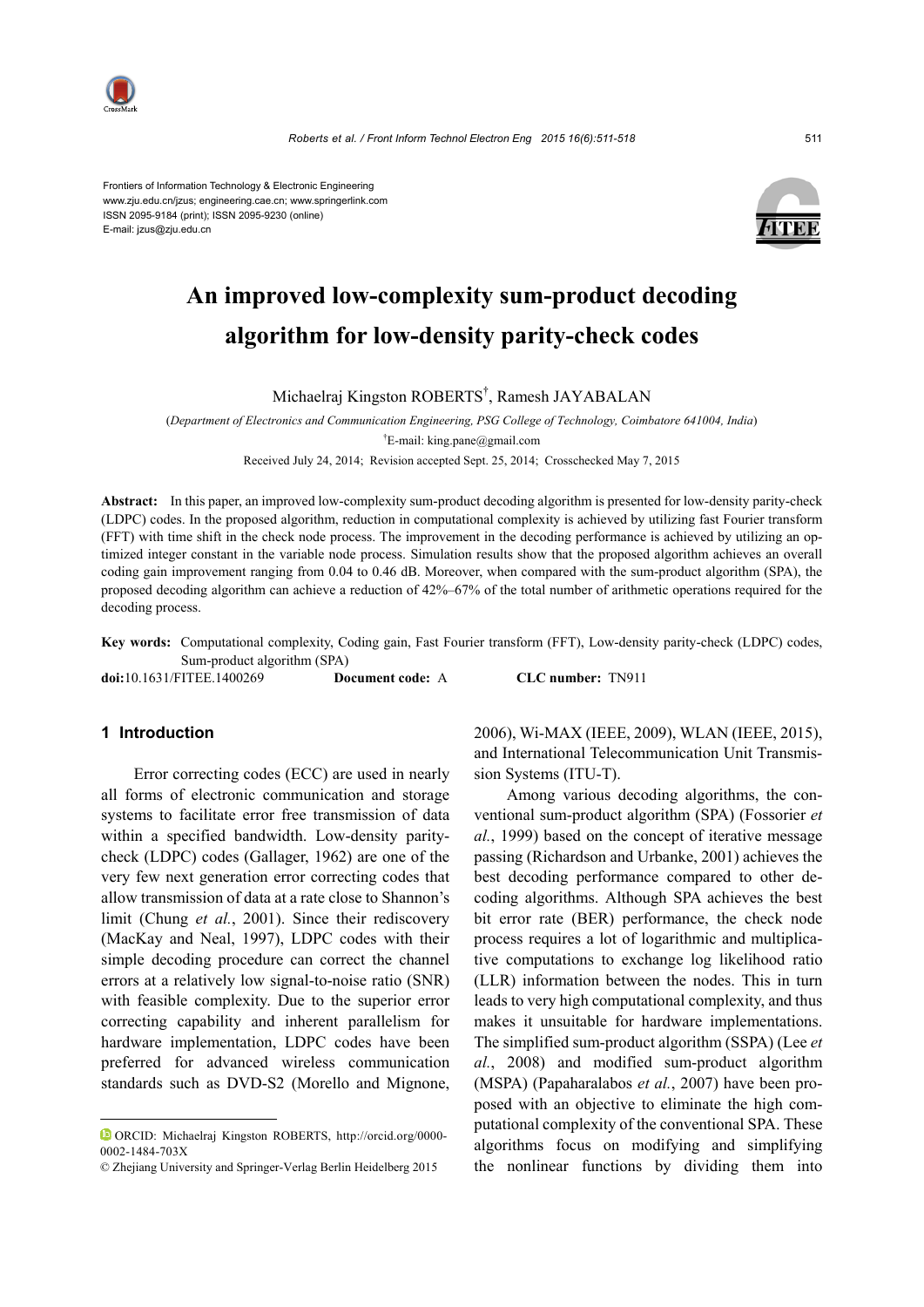Frontiers of Information Technology & Electronic Engineering
www.zju.edu.cn/jzus; engineering.cae.cn; www.springerlink.com
ISSN 2095-9184 (print); ISSN 2095-9230 (online)
E-mail: jzus@zju.edu.cn

# An improved low-complexity sum-product decoding algorithm for low-density parity-check codes

Michaelraj Kingston ROBERTS[†], Ramesh JAYABALAN

(*Department of Electronics and Communication Engineering, PSG College of Technology, Coimbatore 641004, India*)

[†]E-mail: king.pane@gmail.com

Received July 24, 2014; Revision accepted Sept. 25, 2014; Crosschecked May 7, 2015

**Abstract:** In this paper, an improved low-complexity sum-product decoding algorithm is presented for low-density parity-check (LDPC) codes. In the proposed algorithm, reduction in computational complexity is achieved by utilizing fast Fourier transform (FFT) with time shift in the check node process. The improvement in the decoding performance is achieved by utilizing an optimized integer constant in the variable node process. Simulation results show that the proposed algorithm achieves an overall coding gain improvement ranging from 0.04 to 0.46 dB. Moreover, when compared with the sum-product algorithm (SPA), the proposed decoding algorithm can achieve a reduction of 42%–67% of the total number of arithmetic operations required for the decoding process.

**Key words:** Computational complexity, Coding gain, Fast Fourier transform (FFT), Low-density parity-check (LDPC) codes, Sum-product algorithm (SPA)

**doi:**10.1631/FITEE.1400269 **Document code:** A **CLC number:** TN911

## 1 Introduction

Error correcting codes (ECC) are used in nearly all forms of electronic communication and storage systems to facilitate error free transmission of data within a specified bandwidth. Low-density parity-check (LDPC) codes (Gallager, 1962) are one of the very few next generation error correcting codes that allow transmission of data at a rate close to Shannon's limit (Chung *et al.*, 2001). Since their rediscovery (MacKay and Neal, 1997), LDPC codes with their simple decoding procedure can correct the channel errors at a relatively low signal-to-noise ratio (SNR) with feasible complexity. Due to the superior error correcting capability and inherent parallelism for hardware implementation, LDPC codes have been preferred for advanced wireless communication standards such as DVD-S2 (Morello and Mignone, 2006), Wi-MAX (IEEE, 2009), WLAN (IEEE, 2015), and International Telecommunication Unit Transmission Systems (ITU-T).

Among various decoding algorithms, the conventional sum-product algorithm (SPA) (Fossorier *et al.*, 1999) based on the concept of iterative message passing (Richardson and Urbanke, 2001) achieves the best decoding performance compared to other decoding algorithms. Although SPA achieves the best bit error rate (BER) performance, the check node process requires a lot of logarithmic and multiplicative computations to exchange log likelihood ratio (LLR) information between the nodes. This in turn leads to very high computational complexity, and thus makes it unsuitable for hardware implementations. The simplified sum-product algorithm (SSPA) (Lee *et al.*, 2008) and modified sum-product algorithm (MSPA) (Papaharalabos *et al.*, 2007) have been proposed with an objective to eliminate the high computational complexity of the conventional SPA. These algorithms focus on modifying and simplifying the nonlinear functions by dividing them into

---

ORCID: Michaelraj Kingston ROBERTS, http://orcid.org/0000-0002-1484-703X

© Zhejiang University and Springer-Verlag Berlin Heidelberg 2015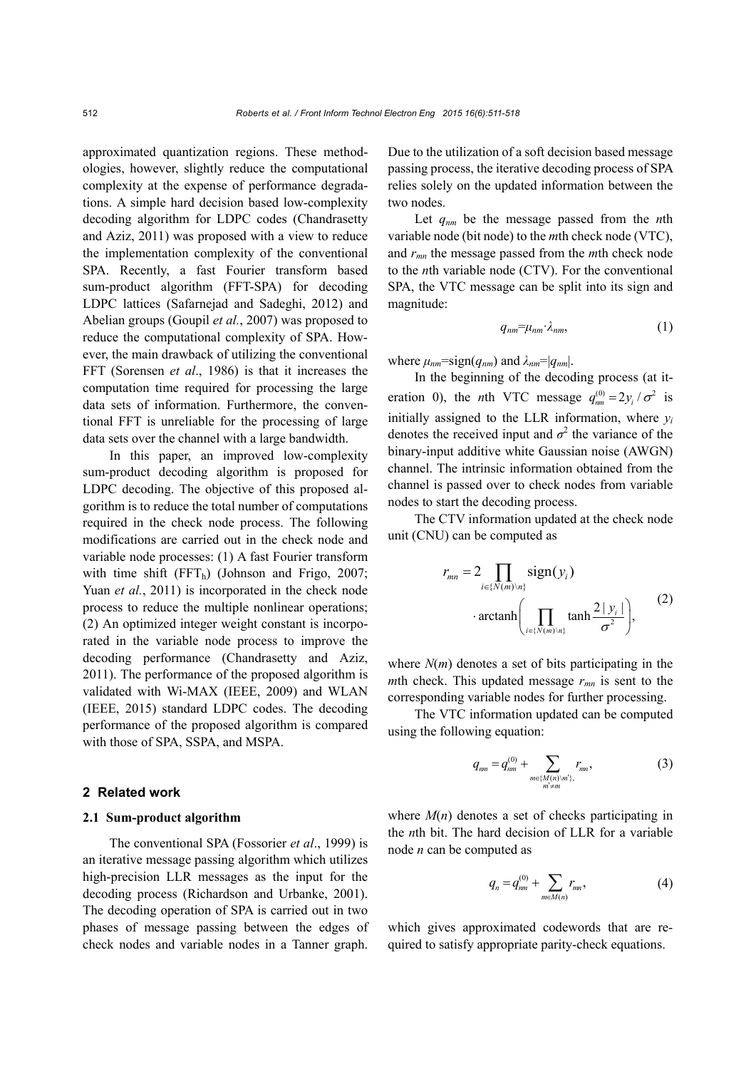approximated quantization regions. These methodologies, however, slightly reduce the computational complexity at the expense of performance degradations. A simple hard decision based low-complexity decoding algorithm for LDPC codes (Chandrasetty and Aziz, 2011) was proposed with a view to reduce the implementation complexity of the conventional SPA. Recently, a fast Fourier transform based sum-product algorithm (FFT-SPA) for decoding LDPC lattices (Safarnejad and Sadeghi, 2012) and Abelian groups (Goupil *et al.*, 2007) was proposed to reduce the computational complexity of SPA. However, the main drawback of utilizing the conventional FFT (Sorensen *et al*., 1986) is that it increases the computation time required for processing the large data sets of information. Furthermore, the conventional FFT is unreliable for the processing of large data sets over the channel with a large bandwidth.

In this paper, an improved low-complexity sum-product decoding algorithm is proposed for LDPC decoding. The objective of this proposed algorithm is to reduce the total number of computations required in the check node process. The following modifications are carried out in the check node and variable node processes: (1) A fast Fourier transform with time shift ($\text{FFT}_\text{h}$) (Johnson and Frigo, 2007; Yuan *et al.*, 2011) is incorporated in the check node process to reduce the multiple nonlinear operations; (2) An optimized integer weight constant is incorporated in the variable node process to improve the decoding performance (Chandrasetty and Aziz, 2011). The performance of the proposed algorithm is validated with Wi-MAX (IEEE, 2009) and WLAN (IEEE, 2015) standard LDPC codes. The decoding performance of the proposed algorithm is compared with those of SPA, SSPA, and MSPA.

## 2 Related work

### 2.1 Sum-product algorithm

The conventional SPA (Fossorier *et al*., 1999) is an iterative message passing algorithm which utilizes high-precision LLR messages as the input for the decoding process (Richardson and Urbanke, 2001). The decoding operation of SPA is carried out in two phases of message passing between the edges of check nodes and variable nodes in a Tanner graph. Due to the utilization of a soft decision based message passing process, the iterative decoding process of SPA relies solely on the updated information between the two nodes.

Let $q_{nm}$ be the message passed from the $n$th variable node (bit node) to the $m$th check node (VTC), and $r_{mn}$ the message passed from the $m$th check node to the $n$th variable node (CTV). For the conventional SPA, the VTC message can be split into its sign and magnitude:

$$q_{nm}=\mu_{nm}\cdot\lambda_{nm}, \tag{1}$$

where $\mu_{nm}=\text{sign}(q_{nm})$ and $\lambda_{nm}=|q_{nm}|$.

In the beginning of the decoding process (at iteration 0), the $n$th VTC message $q_{nm}^{(0)}=2y_i/\sigma^2$ is initially assigned to the LLR information, where $y_i$ denotes the received input and $\sigma^2$ the variance of the binary-input additive white Gaussian noise (AWGN) channel. The intrinsic information obtained from the channel is passed over to check nodes from variable nodes to start the decoding process.

The CTV information updated at the check node unit (CNU) can be computed as

$$r_{mn}=2\prod_{i\in\{N(m)\backslash n\}}\text{sign}(y_i)\cdot\text{arctanh}\left(\prod_{i\in\{N(m)\backslash n\}}\tanh\frac{2|y_i|}{\sigma^2}\right), \tag{2}$$

where $N(m)$ denotes a set of bits participating in the $m$th check. This updated message $r_{mn}$ is sent to the corresponding variable nodes for further processing.

The VTC information updated can be computed using the following equation:

$$q_{nm}=q_{nm}^{(0)}+\sum_{\substack{m\in\{M(n)\backslash m'\},\\ m'\neq m}}r_{mn}, \tag{3}$$

where $M(n)$ denotes a set of checks participating in the $n$th bit. The hard decision of LLR for a variable node $n$ can be computed as

$$q_n=q_{nm}^{(0)}+\sum_{m\in M(n)}r_{mn}, \tag{4}$$

which gives approximated codewords that are required to satisfy appropriate parity-check equations.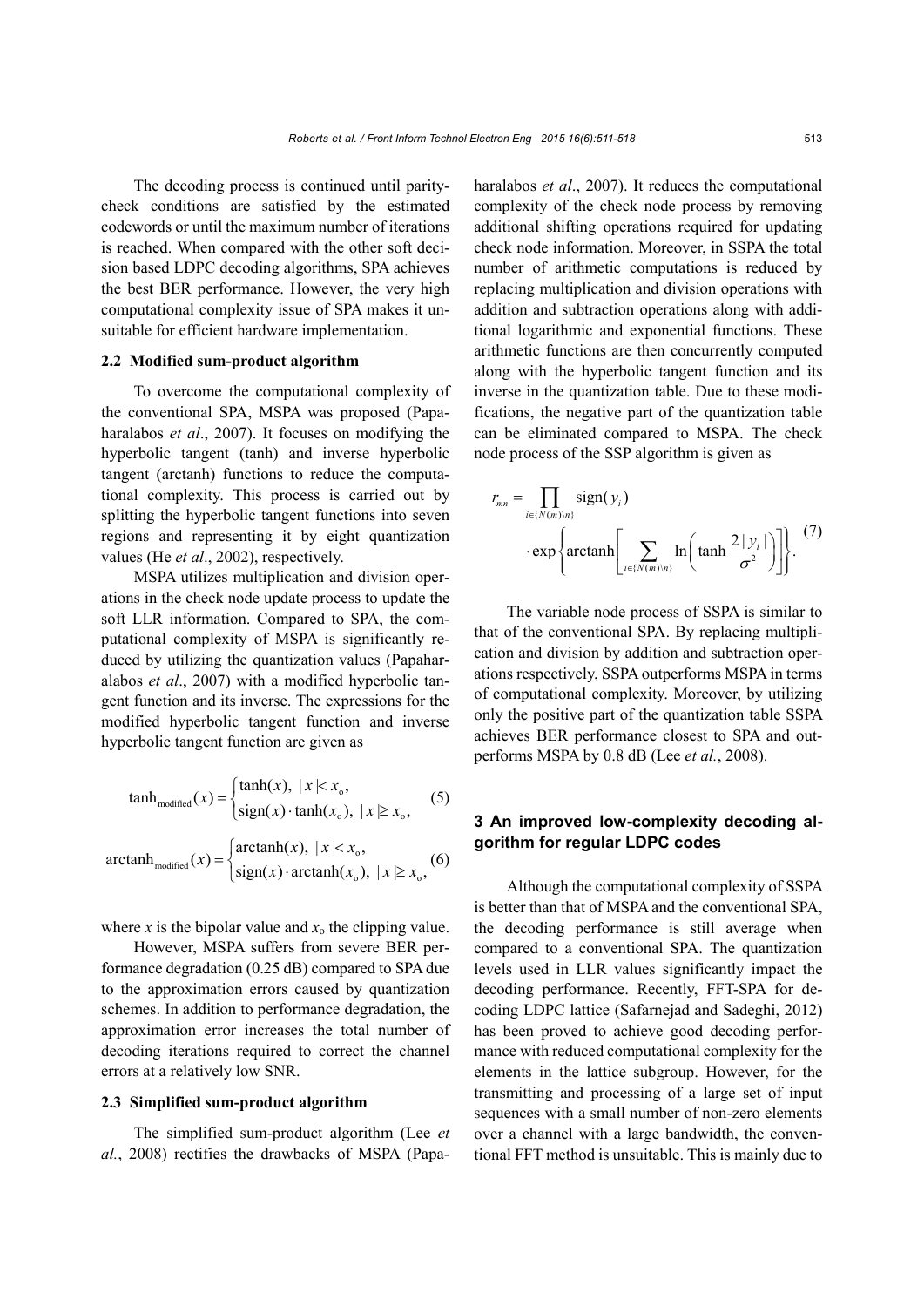The decoding process is continued until parity-check conditions are satisfied by the estimated codewords or until the maximum number of iterations is reached. When compared with the other soft decision based LDPC decoding algorithms, SPA achieves the best BER performance. However, the very high computational complexity issue of SPA makes it unsuitable for efficient hardware implementation.

### 2.2 Modified sum-product algorithm

To overcome the computational complexity of the conventional SPA, MSPA was proposed (Papaharalabos *et al*., 2007). It focuses on modifying the hyperbolic tangent (tanh) and inverse hyperbolic tangent (arctanh) functions to reduce the computational complexity. This process is carried out by splitting the hyperbolic tangent functions into seven regions and representing it by eight quantization values (He *et al*., 2002), respectively.

MSPA utilizes multiplication and division operations in the check node update process to update the soft LLR information. Compared to SPA, the computational complexity of MSPA is significantly reduced by utilizing the quantization values (Papaharalabos *et al*., 2007) with a modified hyperbolic tangent function and its inverse. The expressions for the modified hyperbolic tangent function and inverse hyperbolic tangent function are given as

$$\tanh_{\text{modified}}(x)=\begin{cases}\tanh(x), & |x|<x_{\text{o}},\\ \text{sign}(x)\cdot\tanh(x_{\text{o}}), & |x|\geq x_{\text{o}},\end{cases} \tag{5}$$

$$\text{arctanh}_{\text{modified}}(x)=\begin{cases}\text{arctanh}(x), & |x|<x_{\text{o}},\\ \text{sign}(x)\cdot\text{arctanh}(x_{\text{o}}), & |x|\geq x_{\text{o}},\end{cases} \tag{6}$$

where $x$ is the bipolar value and $x_{\text{o}}$ the clipping value.

However, MSPA suffers from severe BER performance degradation (0.25 dB) compared to SPA due to the approximation errors caused by quantization schemes. In addition to performance degradation, the approximation error increases the total number of decoding iterations required to correct the channel errors at a relatively low SNR.

### 2.3 Simplified sum-product algorithm

The simplified sum-product algorithm (Lee *et al.*, 2008) rectifies the drawbacks of MSPA (Papaharalabos *et al*., 2007). It reduces the computational complexity of the check node process by removing additional shifting operations required for updating check node information. Moreover, in SSPA the total number of arithmetic computations is reduced by replacing multiplication and division operations with addition and subtraction operations along with additional logarithmic and exponential functions. These arithmetic functions are then concurrently computed along with the hyperbolic tangent function and its inverse in the quantization table. Due to these modifications, the negative part of the quantization table can be eliminated compared to MSPA. The check node process of the SSP algorithm is given as

$$r_{mn}=\prod_{i\in\{N(m)\backslash n\}}\text{sign}(y_i)\cdot\exp\left\{\text{arctanh}\left[\sum_{i\in\{N(m)\backslash n\}}\ln\left(\tanh\frac{2|y_i|}{\sigma^2}\right)\right]\right\}. \tag{7}$$

The variable node process of SSPA is similar to that of the conventional SPA. By replacing multiplication and division by addition and subtraction operations respectively, SSPA outperforms MSPA in terms of computational complexity. Moreover, by utilizing only the positive part of the quantization table SSPA achieves BER performance closest to SPA and outperforms MSPA by 0.8 dB (Lee *et al.*, 2008).

## 3 An improved low-complexity decoding algorithm for regular LDPC codes

Although the computational complexity of SSPA is better than that of MSPA and the conventional SPA, the decoding performance is still average when compared to a conventional SPA. The quantization levels used in LLR values significantly impact the decoding performance. Recently, FFT-SPA for decoding LDPC lattice (Safarnejad and Sadeghi, 2012) has been proved to achieve good decoding performance with reduced computational complexity for the elements in the lattice subgroup. However, for the transmitting and processing of a large set of input sequences with a small number of non-zero elements over a channel with a large bandwidth, the conventional FFT method is unsuitable. This is mainly due to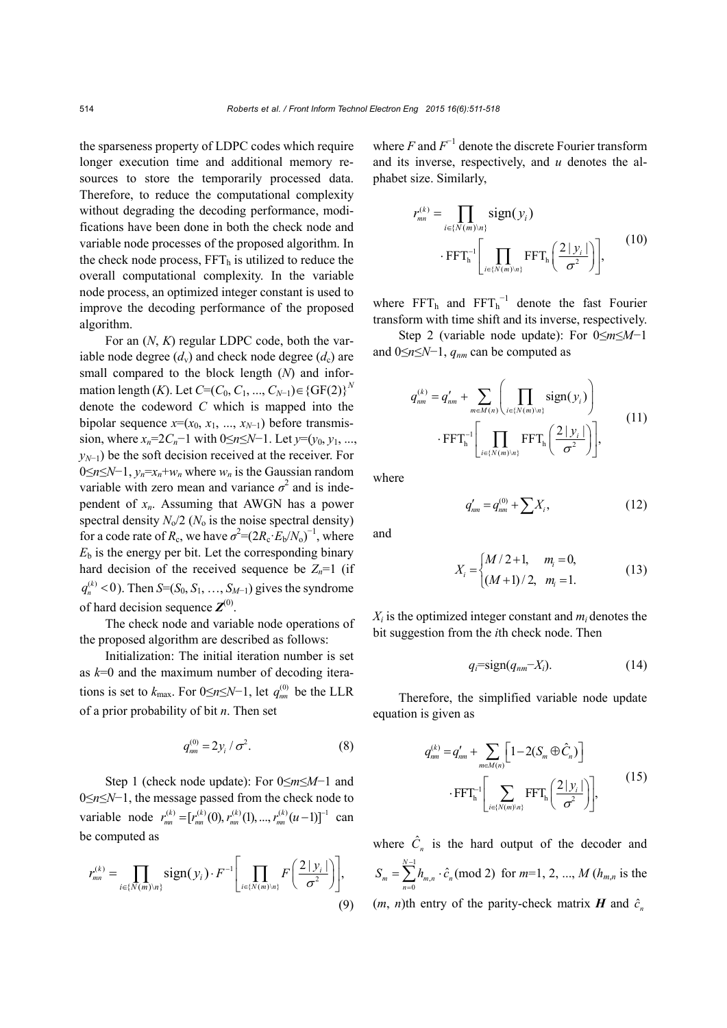the sparseness property of LDPC codes which require longer execution time and additional memory resources to store the temporarily processed data. Therefore, to reduce the computational complexity without degrading the decoding performance, modifications have been done in both the check node and variable node processes of the proposed algorithm. In the check node process, $\text{FFT}_\text{h}$ is utilized to reduce the overall computational complexity. In the variable node process, an optimized integer constant is used to improve the decoding performance of the proposed algorithm.

For an ($N$, $K$) regular LDPC code, both the variable node degree ($d_\text{v}$) and check node degree ($d_\text{c}$) are small compared to the block length ($N$) and information length ($K$). Let $C=(C_0, C_1, ..., C_{N-1})\in\{\text{GF}(2)\}^N$ denote the codeword $C$ which is mapped into the bipolar sequence $x=(x_0, x_1, ..., x_{N-1})$ before transmission, where $x_n=2C_n-1$ with $0\le n\le N-1$. Let $y=(y_0, y_1, ..., y_{N-1})$ be the soft decision received at the receiver. For $0\le n\le N-1$, $y_n=x_n+w_n$ where $w_n$ is the Gaussian random variable with zero mean and variance $\sigma^2$ and is independent of $x_n$. Assuming that AWGN has a power spectral density $N_\text{o}/2$ ($N_\text{o}$ is the noise spectral density) for a code rate of $R_\text{c}$, we have $\sigma^2=(2R_\text{c}\cdot E_\text{b}/N_\text{o})^{-1}$, where $E_\text{b}$ is the energy per bit. Let the corresponding binary hard decision of the received sequence be $Z_n=1$ (if $q_n^{(k)}<0$). Then $S=(S_0, S_1, \ldots, S_{M-1})$ gives the syndrome of hard decision sequence $\boldsymbol{Z}^{(0)}$.

The check node and variable node operations of the proposed algorithm are described as follows:

Initialization: The initial iteration number is set as $k=0$ and the maximum number of decoding iterations is set to $k_\text{max}$. For $0\le n\le N-1$, let $q_{nm}^{(0)}$ be the LLR of a prior probability of bit $n$. Then set

$$q_{nm}^{(0)}=2y_i/\sigma^2. \tag{8}$$

Step 1 (check node update): For $0\le m\le M-1$ and $0\le n\le N-1$, the message passed from the check node to variable node $r_{mn}^{(k)}=[r_{mn}^{(k)}(0), r_{mn}^{(k)}(1), ..., r_{mn}^{(k)}(u-1)]^{-1}$ can be computed as

$$r_{mn}^{(k)}=\prod_{i\in\{N(m)\backslash n\}}\text{sign}(y_i)\cdot F^{-1}\left[\prod_{i\in\{N(m)\backslash n\}}F\left(\frac{2|y_i|}{\sigma^2}\right)\right], \tag{9}$$

where $F$ and $F^{-1}$ denote the discrete Fourier transform and its inverse, respectively, and $u$ denotes the alphabet size. Similarly,

$$r_{mn}^{(k)}=\prod_{i\in\{N(m)\backslash n\}}\text{sign}(y_i)\cdot\text{FFT}_\text{h}^{-1}\left[\prod_{i\in\{N(m)\backslash n\}}\text{FFT}_\text{h}\left(\frac{2|y_i|}{\sigma^2}\right)\right], \tag{10}$$

where $\text{FFT}_\text{h}$ and $\text{FFT}_\text{h}^{-1}$ denote the fast Fourier transform with time shift and its inverse, respectively.

Step 2 (variable node update): For $0\le m\le M-1$ and $0\le n\le N-1$, $q_{nm}$ can be computed as

$$q_{nm}^{(k)}=q'_{nm}+\sum_{m\in M(n)}\left(\prod_{i\in\{N(m)\backslash n\}}\text{sign}(y_i)\right)\cdot\text{FFT}_\text{h}^{-1}\left[\prod_{i\in\{N(m)\backslash n\}}\text{FFT}_\text{h}\left(\frac{2|y_i|}{\sigma^2}\right)\right], \tag{11}$$

where

$$q'_{nm}=q_{nm}^{(0)}+\sum X_i, \tag{12}$$

and

$$X_i=\begin{cases}M/2+1, & m_i=0,\\ (M+1)/2, & m_i=1.\end{cases} \tag{13}$$

$X_i$ is the optimized integer constant and $m_i$ denotes the bit suggestion from the $i$th check node. Then

$$q_i=\text{sign}(q_{nm}-X_i). \tag{14}$$

Therefore, the simplified variable node update equation is given as

$$q_{nm}^{(k)}=q'_{nm}+\sum_{m\in M(n)}\left[1-2(S_m\oplus\hat{C}_n)\right]\cdot\text{FFT}_\text{h}^{-1}\left[\sum_{i\in\{N(m)\backslash n\}}\text{FFT}_\text{h}\left(\frac{2|y_i|}{\sigma^2}\right)\right], \tag{15}$$

where $\hat{C}_n$ is the hard output of the decoder and $S_m=\sum_{n=0}^{N-1}h_{m,n}\cdot\hat{c}_n(\text{mod } 2)$ for $m=1, 2, ..., M$ ($h_{m,n}$ is the ($m$, $n$)th entry of the parity-check matrix $\boldsymbol{H}$ and $\hat{c}_n$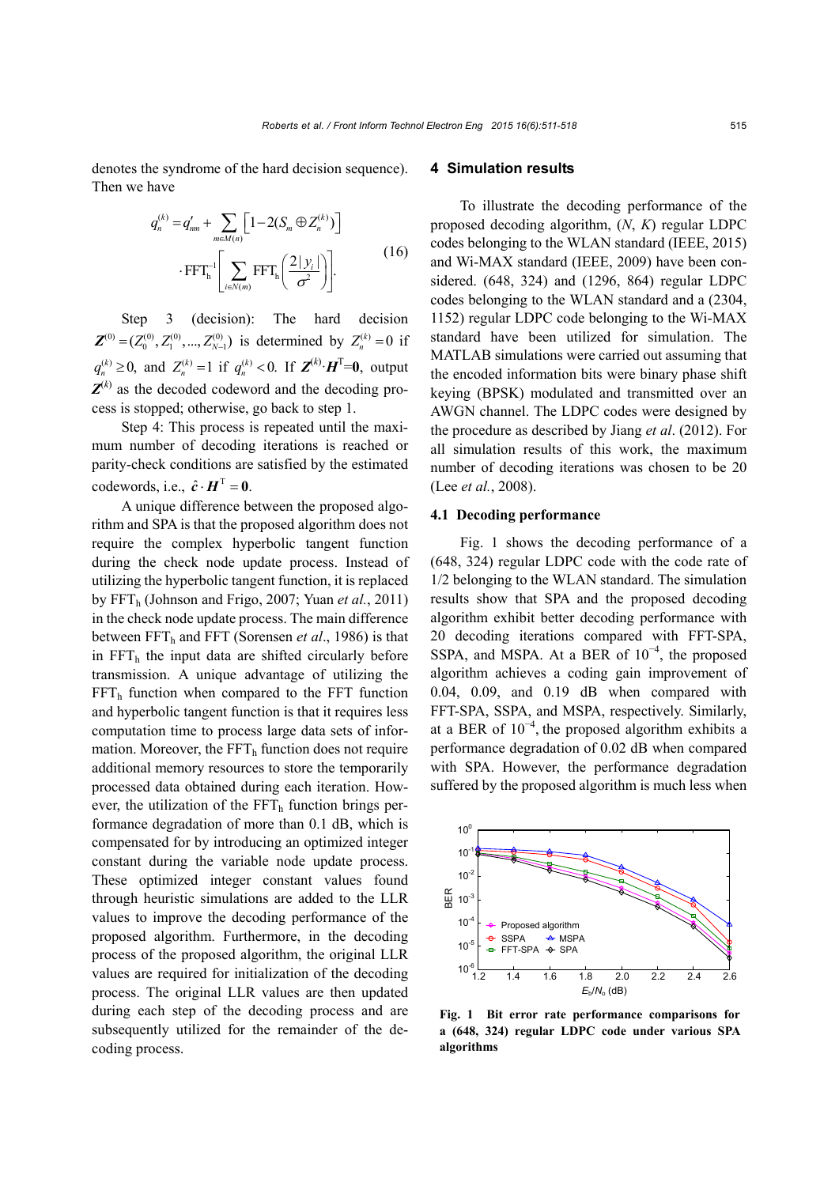denotes the syndrome of the hard decision sequence). Then we have

$$q_n^{(k)} = q'_{nm} + \sum_{m \in M(n)} \left[1 - 2(S_m \oplus Z_n^{(k)})\right] \cdot \mathrm{FFT}_\mathrm{h}^{-1}\left[\sum_{i \in N(m)} \mathrm{FFT}_\mathrm{h}\left(\frac{2|y_i|}{\sigma^2}\right)\right]. \tag{16}$$

Step 3 (decision): The hard decision $\boldsymbol{Z}^{(0)} = (Z_0^{(0)}, Z_1^{(0)}, ..., Z_{N-1}^{(0)})$ is determined by $Z_n^{(k)} = 0$ if $q_n^{(k)} \geq 0$, and $Z_n^{(k)} = 1$ if $q_n^{(k)} < 0$. If $\boldsymbol{Z}^{(k)} \cdot \boldsymbol{H}^\mathrm{T} = \boldsymbol{0}$, output $\boldsymbol{Z}^{(k)}$ as the decoded codeword and the decoding process is stopped; otherwise, go back to step 1.

Step 4: This process is repeated until the maximum number of decoding iterations is reached or parity-check conditions are satisfied by the estimated codewords, i.e., $\hat{\boldsymbol{c}} \cdot \boldsymbol{H}^\mathrm{T} = \boldsymbol{0}$.

A unique difference between the proposed algorithm and SPA is that the proposed algorithm does not require the complex hyperbolic tangent function during the check node update process. Instead of utilizing the hyperbolic tangent function, it is replaced by $\mathrm{FFT}_\mathrm{h}$ (Johnson and Frigo, 2007; Yuan *et al.*, 2011) in the check node update process. The main difference between $\mathrm{FFT}_\mathrm{h}$ and FFT (Sorensen *et al*., 1986) is that in $\mathrm{FFT}_\mathrm{h}$ the input data are shifted circularly before transmission. A unique advantage of utilizing the $\mathrm{FFT}_\mathrm{h}$ function when compared to the FFT function and hyperbolic tangent function is that it requires less computation time to process large data sets of information. Moreover, the $\mathrm{FFT}_\mathrm{h}$ function does not require additional memory resources to store the temporarily processed data obtained during each iteration. However, the utilization of the $\mathrm{FFT}_\mathrm{h}$ function brings performance degradation of more than 0.1 dB, which is compensated for by introducing an optimized integer constant during the variable node update process. These optimized integer constant values found through heuristic simulations are added to the LLR values to improve the decoding performance of the proposed algorithm. Furthermore, in the decoding process of the proposed algorithm, the original LLR values are required for initialization of the decoding process. The original LLR values are then updated during each step of the decoding process and are subsequently utilized for the remainder of the decoding process.

## 4 Simulation results

To illustrate the decoding performance of the proposed decoding algorithm, (*N*, *K*) regular LDPC codes belonging to the WLAN standard (IEEE, 2015) and Wi-MAX standard (IEEE, 2009) have been considered. (648, 324) and (1296, 864) regular LDPC codes belonging to the WLAN standard and a (2304, 1152) regular LDPC code belonging to the Wi-MAX standard have been utilized for simulation. The MATLAB simulations were carried out assuming that the encoded information bits were binary phase shift keying (BPSK) modulated and transmitted over an AWGN channel. The LDPC codes were designed by the procedure as described by Jiang *et al*. (2012). For all simulation results of this work, the maximum number of decoding iterations was chosen to be 20 (Lee *et al.*, 2008).

### 4.1 Decoding performance

Fig. 1 shows the decoding performance of a (648, 324) regular LDPC code with the code rate of 1/2 belonging to the WLAN standard. The simulation results show that SPA and the proposed decoding algorithm exhibit better decoding performance with 20 decoding iterations compared with FFT-SPA, SSPA, and MSPA. At a BER of $10^{-4}$, the proposed algorithm achieves a coding gain improvement of 0.04, 0.09, and 0.19 dB when compared with FFT-SPA, SSPA, and MSPA, respectively. Similarly, at a BER of $10^{-4}$, the proposed algorithm exhibits a performance degradation of 0.02 dB when compared with SPA. However, the performance degradation suffered by the proposed algorithm is much less when

**Fig. 1 Bit error rate performance comparisons for a (648, 324) regular LDPC code under various SPA algorithms**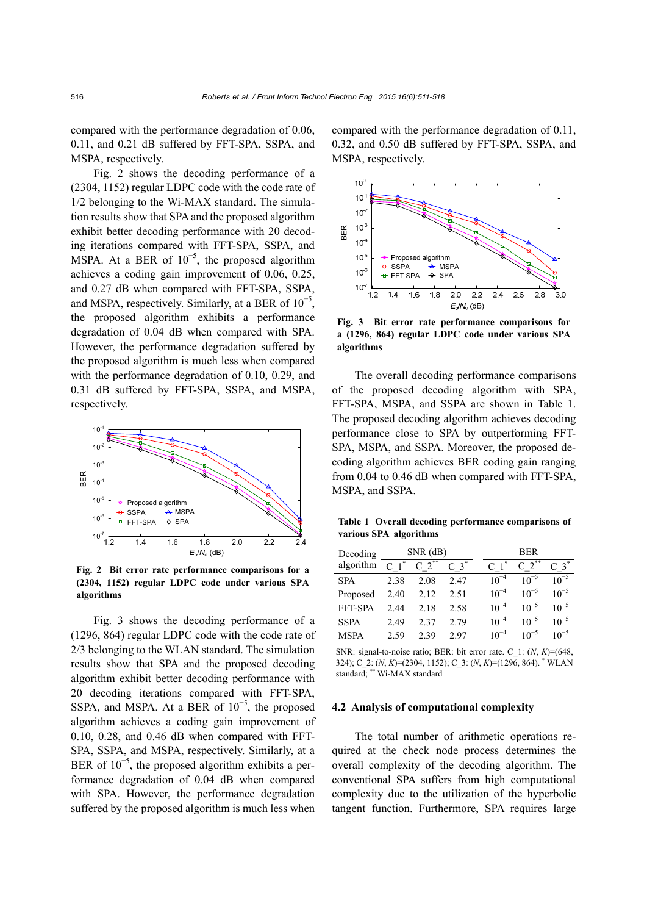compared with the performance degradation of 0.06, 0.11, and 0.21 dB suffered by FFT-SPA, SSPA, and MSPA, respectively.

Fig. 2 shows the decoding performance of a (2304, 1152) regular LDPC code with the code rate of 1/2 belonging to the Wi-MAX standard. The simulation results show that SPA and the proposed algorithm exhibit better decoding performance with 20 decoding iterations compared with FFT-SPA, SSPA, and MSPA. At a BER of $10^{-5}$, the proposed algorithm achieves a coding gain improvement of 0.06, 0.25, and 0.27 dB when compared with FFT-SPA, SSPA, and MSPA, respectively. Similarly, at a BER of $10^{-5}$, the proposed algorithm exhibits a performance degradation of 0.04 dB when compared with SPA. However, the performance degradation suffered by the proposed algorithm is much less when compared with the performance degradation of 0.10, 0.29, and 0.31 dB suffered by FFT-SPA, SSPA, and MSPA, respectively.

**Fig. 2 Bit error rate performance comparisons for a (2304, 1152) regular LDPC code under various SPA algorithms**

Fig. 3 shows the decoding performance of a (1296, 864) regular LDPC code with the code rate of 2/3 belonging to the WLAN standard. The simulation results show that SPA and the proposed decoding algorithm exhibit better decoding performance with 20 decoding iterations compared with FFT-SPA, SSPA, and MSPA. At a BER of $10^{-5}$, the proposed algorithm achieves a coding gain improvement of 0.10, 0.28, and 0.46 dB when compared with FFT-SPA, SSPA, and MSPA, respectively. Similarly, at a BER of $10^{-5}$, the proposed algorithm exhibits a performance degradation of 0.04 dB when compared with SPA. However, the performance degradation suffered by the proposed algorithm is much less when compared with the performance degradation of 0.11, 0.32, and 0.50 dB suffered by FFT-SPA, SSPA, and MSPA, respectively.

**Fig. 3 Bit error rate performance comparisons for a (1296, 864) regular LDPC code under various SPA algorithms**

The overall decoding performance comparisons of the proposed decoding algorithm with SPA, FFT-SPA, MSPA, and SSPA are shown in Table 1. The proposed decoding algorithm achieves decoding performance close to SPA by outperforming FFT-SPA, MSPA, and SSPA. Moreover, the proposed decoding algorithm achieves BER coding gain ranging from 0.04 to 0.46 dB when compared with FFT-SPA, MSPA, and SSPA.

**Table 1 Overall decoding performance comparisons of various SPA algorithms**

| Decoding algorithm | SNR (dB) | | | BER | | |
|---|---|---|---|---|---|---|
| | C_1* | C_2** | C_3* | C_1* | C_2** | C_3* |
| SPA | 2.38 | 2.08 | 2.47 | $10^{-4}$ | $10^{-5}$ | $10^{-5}$ |
| Proposed | 2.40 | 2.12 | 2.51 | $10^{-4}$ | $10^{-5}$ | $10^{-5}$ |
| FFT-SPA | 2.44 | 2.18 | 2.58 | $10^{-4}$ | $10^{-5}$ | $10^{-5}$ |
| SSPA | 2.49 | 2.37 | 2.79 | $10^{-4}$ | $10^{-5}$ | $10^{-5}$ |
| MSPA | 2.59 | 2.39 | 2.97 | $10^{-4}$ | $10^{-5}$ | $10^{-5}$ |

SNR: signal-to-noise ratio; BER: bit error rate. C_1: ($N$, $K$)=(648, 324); C_2: ($N$, $K$)=(2304, 1152); C_3: ($N$, $K$)=(1296, 864). * WLAN standard; ** Wi-MAX standard

## 4.2 Analysis of computational complexity

The total number of arithmetic operations required at the check node process determines the overall complexity of the decoding algorithm. The conventional SPA suffers from high computational complexity due to the utilization of the hyperbolic tangent function. Furthermore, SPA requires large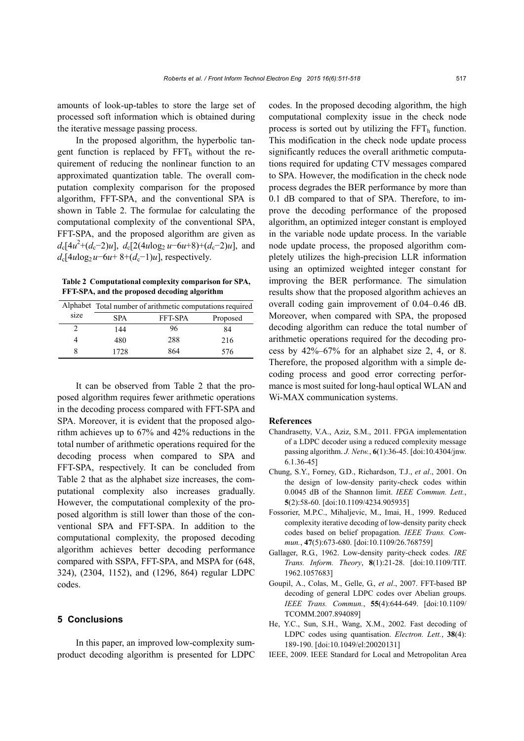amounts of look-up-tables to store the large set of processed soft information which is obtained during the iterative message passing process.

In the proposed algorithm, the hyperbolic tangent function is replaced by $\mathrm{FFT_h}$ without the requirement of reducing the nonlinear function to an approximated quantization table. The overall computation complexity comparison for the proposed algorithm, FFT-SPA, and the conventional SPA is shown in Table 2. The formulae for calculating the computational complexity of the conventional SPA, FFT-SPA, and the proposed algorithm are given as $d_c[4u^2+(d_c-2)u]$, $d_c[2(4u\log_2 u-6u+8)+(d_c-2)u]$, and $d_c[4u\log_2 u-6u+8+(d_c-1)u]$, respectively.

**Table 2 Computational complexity comparison for SPA, FFT-SPA, and the proposed decoding algorithm**

| Alphabet size | Total number of arithmetic computations required | | |
|---|---|---|---|
| | SPA | FFT-SPA | Proposed |
| 2 | 144 | 96 | 84 |
| 4 | 480 | 288 | 216 |
| 8 | 1728 | 864 | 576 |

It can be observed from Table 2 that the proposed algorithm requires fewer arithmetic operations in the decoding process compared with FFT-SPA and SPA. Moreover, it is evident that the proposed algorithm achieves up to 67% and 42% reductions in the total number of arithmetic operations required for the decoding process when compared to SPA and FFT-SPA, respectively. It can be concluded from Table 2 that as the alphabet size increases, the computational complexity also increases gradually. However, the computational complexity of the proposed algorithm is still lower than those of the conventional SPA and FFT-SPA. In addition to the computational complexity, the proposed decoding algorithm achieves better decoding performance compared with SSPA, FFT-SPA, and MSPA for (648, 324), (2304, 1152), and (1296, 864) regular LDPC codes.

## 5 Conclusions

In this paper, an improved low-complexity sum-product decoding algorithm is presented for LDPC codes. In the proposed decoding algorithm, the high computational complexity issue in the check node process is sorted out by utilizing the $\mathrm{FFT_h}$ function. This modification in the check node update process significantly reduces the overall arithmetic computations required for updating CTV messages compared to SPA. However, the modification in the check node process degrades the BER performance by more than 0.1 dB compared to that of SPA. Therefore, to improve the decoding performance of the proposed algorithm, an optimized integer constant is employed in the variable node update process. In the variable node update process, the proposed algorithm completely utilizes the high-precision LLR information using an optimized weighted integer constant for improving the BER performance. The simulation results show that the proposed algorithm achieves an overall coding gain improvement of 0.04–0.46 dB. Moreover, when compared with SPA, the proposed decoding algorithm can reduce the total number of arithmetic operations required for the decoding process by 42%–67% for an alphabet size 2, 4, or 8. Therefore, the proposed algorithm with a simple decoding process and good error correcting performance is most suited for long-haul optical WLAN and Wi-MAX communication systems.

### References

Chandrasetty, V.A., Aziz, S.M., 2011. FPGA implementation of a LDPC decoder using a reduced complexity message passing algorithm. *J. Netw.*, **6**(1):36-45. [doi:10.4304/jnw.6.1.36-45]

Chung, S.Y., Forney, G.D., Richardson, T.J., *et al*., 2001. On the design of low-density parity-check codes within 0.0045 dB of the Shannon limit. *IEEE Commun. Lett.*, **5**(2):58-60. [doi:10.1109/4234.905935]

Fossorier, M.P.C., Mihaljevic, M., Imai, H., 1999. Reduced complexity iterative decoding of low-density parity check codes based on belief propagation. *IEEE Trans. Commun.*, **47**(5):673-680. [doi:10.1109/26.768759]

Gallager, R.G., 1962. Low-density parity-check codes. *IRE Trans. Inform. Theory*, **8**(1):21-28. [doi:10.1109/TIT.1962.1057683]

Goupil, A., Colas, M., Gelle, G., *et al*., 2007. FFT-based BP decoding of general LDPC codes over Abelian groups. *IEEE Trans. Commun.*, **55**(4):644-649. [doi:10.1109/TCOMM.2007.894089]

He, Y.C., Sun, S.H., Wang, X.M., 2002. Fast decoding of LDPC codes using quantisation. *Electron. Lett.*, **38**(4):189-190. [doi:10.1049/el:20020131]

IEEE, 2009. IEEE Standard for Local and Metropolitan Area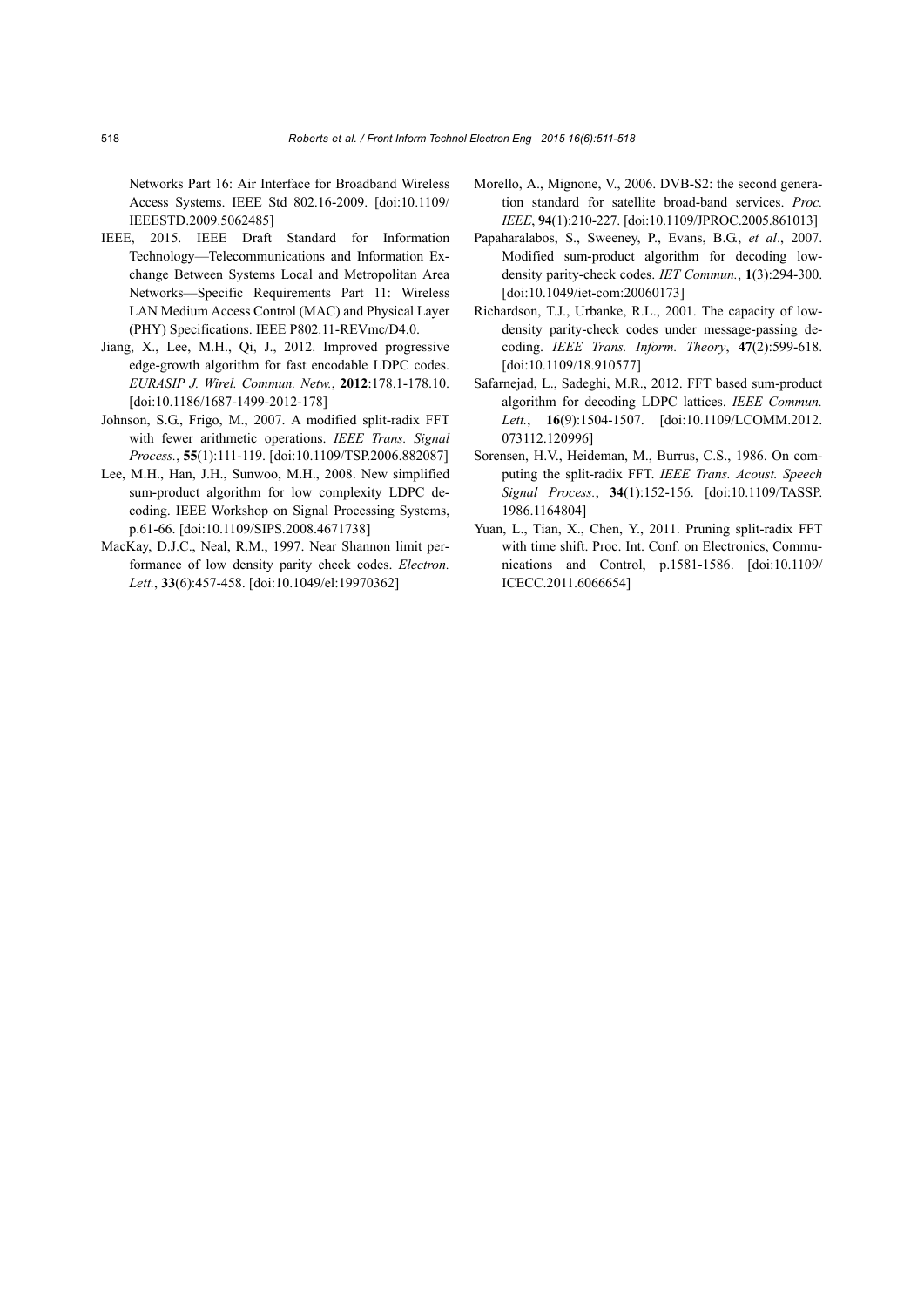Networks Part 16: Air Interface for Broadband Wireless Access Systems. IEEE Std 802.16-2009. [doi:10.1109/IEEESTD.2009.5062485]

IEEE, 2015. IEEE Draft Standard for Information Technology—Telecommunications and Information Exchange Between Systems Local and Metropolitan Area Networks—Specific Requirements Part 11: Wireless LAN Medium Access Control (MAC) and Physical Layer (PHY) Specifications. IEEE P802.11-REVmc/D4.0.

Jiang, X., Lee, M.H., Qi, J., 2012. Improved progressive edge-growth algorithm for fast encodable LDPC codes. *EURASIP J. Wirel. Commun. Netw.*, **2012**:178.1-178.10. [doi:10.1186/1687-1499-2012-178]

Johnson, S.G., Frigo, M., 2007. A modified split-radix FFT with fewer arithmetic operations. *IEEE Trans. Signal Process.*, **55**(1):111-119. [doi:10.1109/TSP.2006.882087]

Lee, M.H., Han, J.H., Sunwoo, M.H., 2008. New simplified sum-product algorithm for low complexity LDPC decoding. IEEE Workshop on Signal Processing Systems, p.61-66. [doi:10.1109/SIPS.2008.4671738]

MacKay, D.J.C., Neal, R.M., 1997. Near Shannon limit performance of low density parity check codes. *Electron. Lett.*, **33**(6):457-458. [doi:10.1049/el:19970362]

Morello, A., Mignone, V., 2006. DVB-S2: the second generation standard for satellite broad-band services. *Proc. IEEE*, **94**(1):210-227. [doi:10.1109/JPROC.2005.861013]

Papaharalabos, S., Sweeney, P., Evans, B.G., *et al*., 2007. Modified sum-product algorithm for decoding low-density parity-check codes. *IET Commun.*, **1**(3):294-300. [doi:10.1049/iet-com:20060173]

Richardson, T.J., Urbanke, R.L., 2001. The capacity of low-density parity-check codes under message-passing decoding. *IEEE Trans. Inform. Theory*, **47**(2):599-618. [doi:10.1109/18.910577]

Safarnejad, L., Sadeghi, M.R., 2012. FFT based sum-product algorithm for decoding LDPC lattices. *IEEE Commun. Lett.*, **16**(9):1504-1507. [doi:10.1109/LCOMM.2012.073112.120996]

Sorensen, H.V., Heideman, M., Burrus, C.S., 1986. On computing the split-radix FFT. *IEEE Trans. Acoust. Speech Signal Process.*, **34**(1):152-156. [doi:10.1109/TASSP.1986.1164804]

Yuan, L., Tian, X., Chen, Y., 2011. Pruning split-radix FFT with time shift. Proc. Int. Conf. on Electronics, Communications and Control, p.1581-1586. [doi:10.1109/ICECC.2011.6066654]